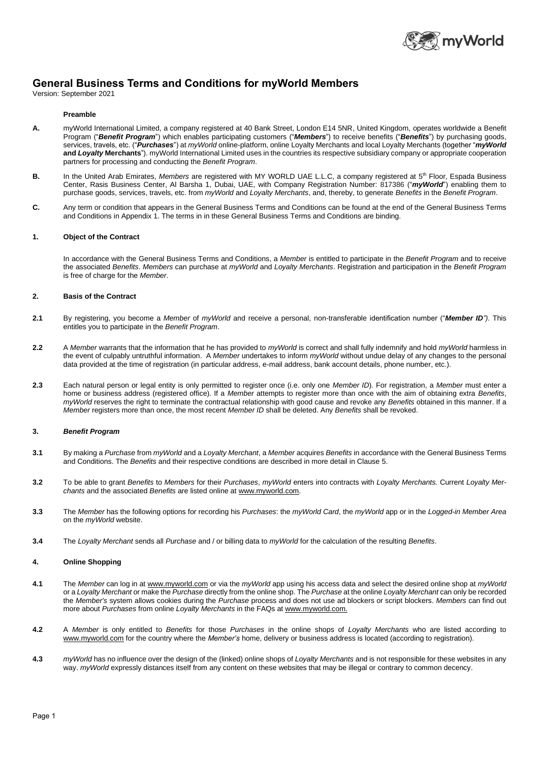# General Business Terms and Conditions for myWorld Members

Version: September 2021

**Preamble**

**A.** myWorld International Limited, a company registered at 40 Bank Street, London E14 5NR, United Kingdom, operates worldwide a Benefit Program ("***Benefit Program***") which enables participating customers ("***Members***") to receive benefits ("***Benefits***") by purchasing goods, services, travels, etc. ("***Purchases***") at *myWorld* online-platform, online Loyalty Merchants and local Loyalty Merchants (together "***myWorld* and *Loyalty* Merchants**"). myWorld International Limited uses in the countries its respective subsidiary company or appropriate cooperation partners for processing and conducting the *Benefit Program*.

**B.** In the United Arab Emirates, *Members* are registered with MY WORLD UAE L.L.C, a company registered at 5th Floor, Espada Business Center, Rasis Business Center, Al Barsha 1, Dubai, UAE, with Company Registration Number: 817386 ("***myWorld***") enabling them to purchase goods, services, travels, etc. from *myWorld* and *Loyalty Merchants*, and, thereby, to generate *Benefits* in the *Benefit Program*.

**C.** Any term or condition that appears in the General Business Terms and Conditions can be found at the end of the General Business Terms and Conditions in Appendix 1. The terms in in these General Business Terms and Conditions are binding.

## 1. Object of the Contract

In accordance with the General Business Terms and Conditions, a *Member* is entitled to participate in the *Benefit Program* and to receive the associated *Benefits*. *Members* can purchase at *myWorld* and *Loyalty Merchants*. Registration and participation in the *Benefit Program* is free of charge for the *Member*.

## 2. Basis of the Contract

**2.1** By registering, you become a *Member* of *myWorld* and receive a personal, non-transferable identification number ("***Member ID***"). This entitles you to participate in the *Benefit Program*.

**2.2** A *Member* warrants that the information that he has provided to *myWorld* is correct and shall fully indemnify and hold *myWorld* harmless in the event of culpably untruthful information. A *Member* undertakes to inform *myWorld* without undue delay of any changes to the personal data provided at the time of registration (in particular address, e-mail address, bank account details, phone number, etc.).

**2.3** Each natural person or legal entity is only permitted to register once (i.e. only one *Member ID*). For registration, a *Member* must enter a home or business address (registered office). If a *Member* attempts to register more than once with the aim of obtaining extra *Benefits*, *myWorld* reserves the right to terminate the contractual relationship with good cause and revoke any *Benefits* obtained in this manner. If a *Member* registers more than once, the most recent *Member ID* shall be deleted. Any *Benefits* shall be revoked.

## 3. *Benefit Program*

**3.1** By making a *Purchase* from *myWorld* and a *Loyalty Merchant*, a *Member* acquires *Benefits* in accordance with the General Business Terms and Conditions. The *Benefits* and their respective conditions are described in more detail in Clause 5.

**3.2** To be able to grant *Benefits* to *Members* for their *Purchases*, *myWorld* enters into contracts with *Loyalty Merchants.* Current *Loyalty Merchants* and the associated *Benefits* are listed online at www.myworld.com.

**3.3** The *Member* has the following options for recording his *Purchases*: the *myWorld Card*, the *myWorld* app or in the *Logged-in Member Area* on the *myWorld* website.

**3.4** The *Loyalty Merchant* sends all *Purchase* and / or billing data to *myWorld* for the calculation of the resulting *Benefits*.

## 4. Online Shopping

**4.1** The *Member* can log in at www.myworld.com or via the *myWorld* app using his access data and select the desired online shop at *myWorld* or a *Loyalty Merchant* or make the *Purchase* directly from the online shop. The *Purchase* at the online *Loyalty Merchant* can only be recorded the *Member's* system allows cookies during the *Purchase* process and does not use ad blockers or script blockers. *Members* can find out more about *Purchases* from online *Loyalty Merchants* in the FAQs at www.myworld.com.

**4.2** A *Member* is only entitled to *Benefits* for those *Purchases* in the online shops of *Loyalty Merchants* who are listed according to www.myworld.com for the country where the *Member's* home, delivery or business address is located (according to registration).

**4.3** *myWorld* has no influence over the design of the (linked) online shops of *Loyalty Merchants* and is not responsible for these websites in any way. *myWorld* expressly distances itself from any content on these websites that may be illegal or contrary to common decency.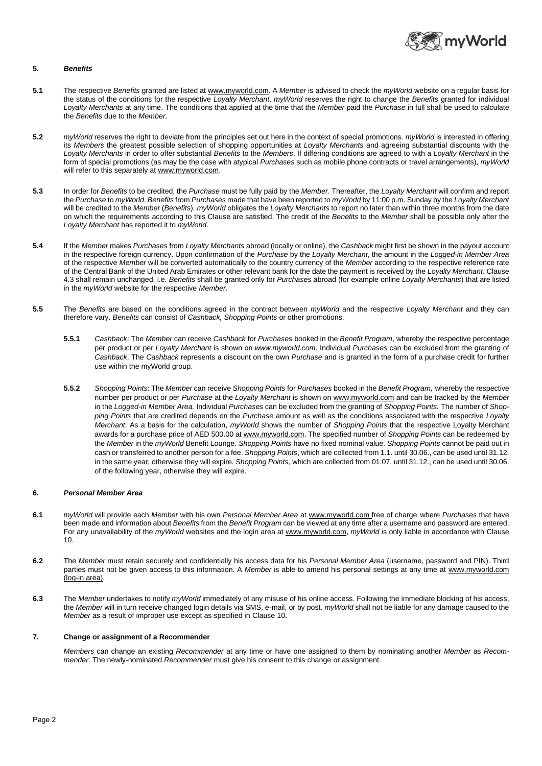## 5. *Benefits*

**5.1** The respective *Benefits* granted are listed at www.myworld.com. A *Member* is advised to check the *myWorld* website on a regular basis for the status of the conditions for the respective *Loyalty Merchant*. *myWorld* reserves the right to change the *Benefits* granted for individual *Loyalty Merchants* at any time. The conditions that applied at the time that the *Member* paid the *Purchase* in full shall be used to calculate the *Benefits* due to the *Member*.

**5.2** *myWorld* reserves the right to deviate from the principles set out here in the context of special promotions. *myWorld* is interested in offering its *Members* the greatest possible selection of shopping opportunities at *Loyalty Merchants* and agreeing substantial discounts with the *Loyalty Merchants* in order to offer substantial *Benefits* to the *Members*. If differing conditions are agreed to with a *Loyalty Merchant* in the form of special promotions (as may be the case with atypical *Purchases* such as mobile phone contracts or travel arrangements), *myWorld* will refer to this separately at www.myworld.com.

**5.3** In order for *Benefits* to be credited, the *Purchase* must be fully paid by the *Member*. Thereafter, the *Loyalty Merchant* will confirm and report the *Purchase* to *myWorld*. *Benefits* from *Purchases* made that have been reported to *myWorld* by 11:00 p.m. Sunday by the *Loyalty Merchant* will be credited to the *Member* (*Benefits*). *myWorld* obligates the *Loyalty Merchants* to report no later than within three months from the date on which the requirements according to this Clause are satisfied. The credit of the *Benefits* to the *Member* shall be possible only after the *Loyalty Merchant* has reported it to *myWorld.*

**5.4** If the *Member* makes *Purchases* from *Loyalty Merchants* abroad (locally or online), the *Cashback* might first be shown in the payout account in the respective foreign currency. Upon confirmation of the *Purchase* by the *Loyalty Merchant*, the amount in the *Logged-in Member Area* of the respective *Member* will be converted automatically to the country currency of the *Member* according to the respective reference rate of the Central Bank of the United Arab Emirates or other relevant bank for the date the payment is received by the *Loyalty Merchant*. Clause 4.3 shall remain unchanged, i.e. *Benefits* shall be granted only for *Purchases* abroad (for example online *Loyalty Merchants*) that are listed in the *myWorld* website for the respective *Member*.

**5.5** The *Benefits* are based on the conditions agreed in the contract between *myWorld* and the respective *Loyalty Merchant* and they can therefore vary. *Benefits* can consist of *Cashback, Shopping Points* or other promotions.

**5.5.1** *Cashback*: The *Member* can receive *Cashback* for *Purchases* booked in the *Benefit Program*, whereby the respective percentage per product or per *Loyalty Merchant* is shown on *www.myworld.com*. Individual *Purchases* can be excluded from the granting of *Cashback*. The *Cashback* represents a discount on the own *Purchase* and is granted in the form of a purchase credit for further use within the myWorld group.

**5.5.2** *Shopping Points*: The *Member* can receive *Shopping Points* for *Purchases* booked in the *Benefit Program,* whereby the respective number per product or per *Purchase* at the *Loyalty Merchant* is shown on www.myworld.com and can be tracked by the *Member* in the *Logged-in Member Area.* Individual *Purchases* can be excluded from the granting of *Shopping Points.* The number of *Shopping Points* that are credited depends on the *Purchase* amount as well as the conditions associated with the respective *Loyalty Merchant*. As a basis for the calculation, *myWorld* shows the number of *Shopping Points* that the respective Loyalty Merchant awards for a purchase price of AED 500.00 at www.myworld.com. The specified number of *Shopping Points* can be redeemed by the *Member* in the *myWorld* Benefit Lounge. *Shopping Points* have no fixed nominal value. *Shopping Points* cannot be paid out in cash or transferred to another person for a fee. *Shopping Points*, which are collected from 1.1. until 30.06., can be used until 31.12. in the same year, otherwise they will expire. *Shopping Points*, which are collected from 01.07. until 31.12., can be used until 30.06. of the following year, otherwise they will expire.

## 6. *Personal Member Area*

**6.1** *myWorld* will provide each *Member* with his own *Personal Member Area* at www.myworld.com free of charge where *Purchases* that have been made and information about *Benefits* from the *Benefit Program* can be viewed at any time after a username and password are entered. For any unavailability of the *myWorld* websites and the login area at www.myworld.com, *myWorld i*s only liable in accordance with Clause 10.

**6.2** The *Member* must retain securely and confidentially his access data for his *Personal Member Area* (username, password and PIN). Third parties must not be given access to this information. A *Member* is able to amend his personal settings at any time at www.myworld.com (log-in area).

**6.3** The *Member* undertakes to notify *myWorld* immediately of any misuse of his online access. Following the immediate blocking of his access, the *Member* will in turn receive changed login details via SMS, e-mail, or by post. *myWorld* shall not be liable for any damage caused to the *Member* as a result of improper use except as specified in Clause 10.

## 7. Change or assignment of a Recommender

*Members* can change an existing *Recommender* at any time or have one assigned to them by nominating another *Member* as *Recommender*. The newly-nominated *Recommender* must give his consent to this change or assignment.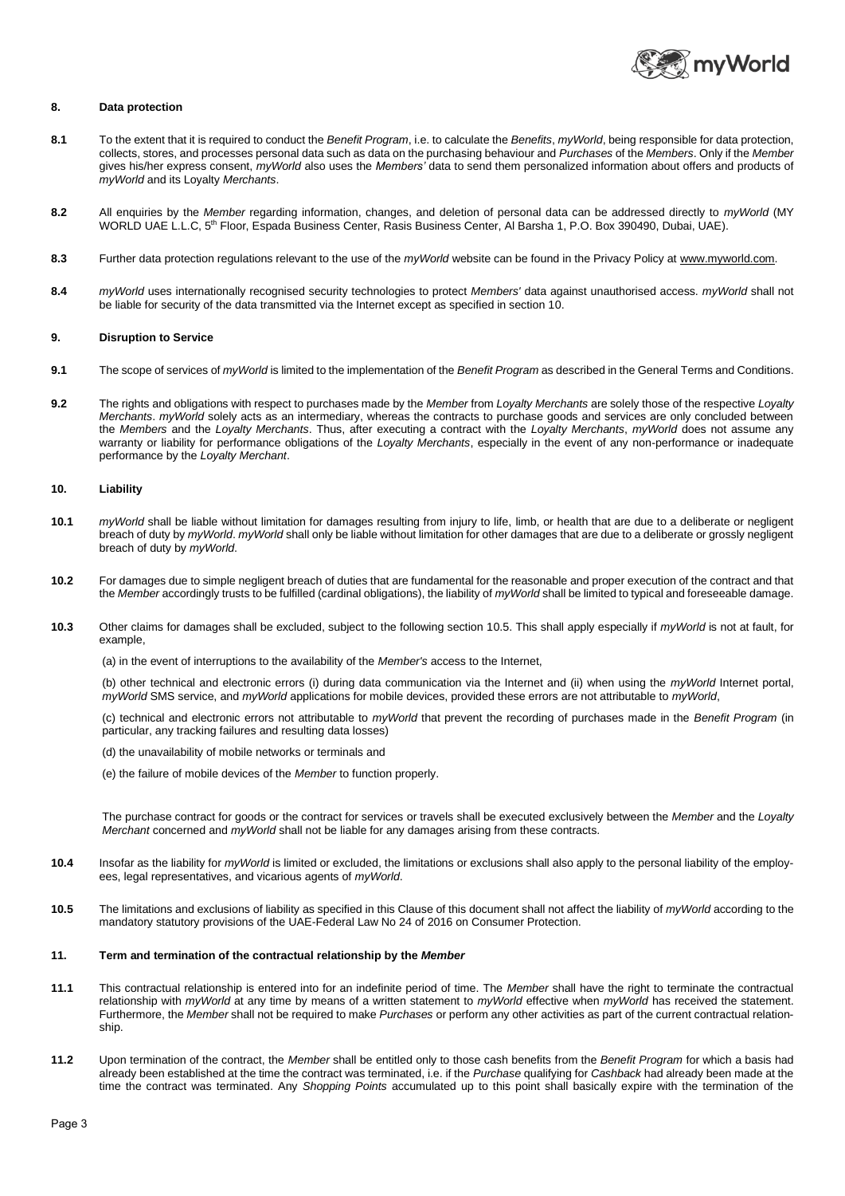## 8. Data protection

**8.1** To the extent that it is required to conduct the *Benefit Program*, i.e. to calculate the *Benefits*, *myWorld*, being responsible for data protection, collects, stores, and processes personal data such as data on the purchasing behaviour and *Purchases* of the *Members*. Only if the *Member* gives his/her express consent, *myWorld* also uses the *Members'* data to send them personalized information about offers and products of *myWorld* and its Loyalty *Merchants*.

**8.2** All enquiries by the *Member* regarding information, changes, and deletion of personal data can be addressed directly to *myWorld* (MY WORLD UAE L.L.C, 5th Floor, Espada Business Center, Rasis Business Center, Al Barsha 1, P.O. Box 390490, Dubai, UAE).

**8.3** Further data protection regulations relevant to the use of the *myWorld* website can be found in the Privacy Policy at www.myworld.com.

**8.4** *myWorld* uses internationally recognised security technologies to protect *Members'* data against unauthorised access. *myWorld* shall not be liable for security of the data transmitted via the Internet except as specified in section 10.

## 9. Disruption to Service

**9.1** The scope of services of *myWorld* is limited to the implementation of the *Benefit Program* as described in the General Terms and Conditions.

**9.2** The rights and obligations with respect to purchases made by the *Member* from *Loyalty Merchants* are solely those of the respective *Loyalty Merchants*. *myWorld* solely acts as an intermediary, whereas the contracts to purchase goods and services are only concluded between the *Members* and the *Loyalty Merchants*. Thus, after executing a contract with the *Loyalty Merchants*, *myWorld* does not assume any warranty or liability for performance obligations of the *Loyalty Merchants*, especially in the event of any non-performance or inadequate performance by the *Loyalty Merchant*.

## 10. Liability

**10.1** *myWorld* shall be liable without limitation for damages resulting from injury to life, limb, or health that are due to a deliberate or negligent breach of duty by *myWorld*. *myWorld* shall only be liable without limitation for other damages that are due to a deliberate or grossly negligent breach of duty by *myWorld*.

**10.2** For damages due to simple negligent breach of duties that are fundamental for the reasonable and proper execution of the contract and that the *Member* accordingly trusts to be fulfilled (cardinal obligations), the liability of *myWorld* shall be limited to typical and foreseeable damage.

**10.3** Other claims for damages shall be excluded, subject to the following section 10.5. This shall apply especially if *myWorld* is not at fault, for example,

(a) in the event of interruptions to the availability of the *Member's* access to the Internet,

(b) other technical and electronic errors (i) during data communication via the Internet and (ii) when using the *myWorld* Internet portal, *myWorld* SMS service, and *myWorld* applications for mobile devices, provided these errors are not attributable to *myWorld*,

(c) technical and electronic errors not attributable to *myWorld* that prevent the recording of purchases made in the *Benefit Program* (in particular, any tracking failures and resulting data losses)

(d) the unavailability of mobile networks or terminals and

(e) the failure of mobile devices of the *Member* to function properly.

The purchase contract for goods or the contract for services or travels shall be executed exclusively between the *Member* and the *Loyalty Merchant* concerned and *myWorld* shall not be liable for any damages arising from these contracts.

**10.4** Insofar as the liability for *myWorld* is limited or excluded, the limitations or exclusions shall also apply to the personal liability of the employees, legal representatives, and vicarious agents of *myWorld*.

**10.5** The limitations and exclusions of liability as specified in this Clause of this document shall not affect the liability of *myWorld* according to the mandatory statutory provisions of the UAE-Federal Law No 24 of 2016 on Consumer Protection.

## 11. Term and termination of the contractual relationship by the *Member*

**11.1** This contractual relationship is entered into for an indefinite period of time. The *Member* shall have the right to terminate the contractual relationship with *myWorld* at any time by means of a written statement to *myWorld* effective when *myWorld* has received the statement. Furthermore, the *Member* shall not be required to make *Purchases* or perform any other activities as part of the current contractual relationship.

**11.2** Upon termination of the contract, the *Member* shall be entitled only to those cash benefits from the *Benefit Program* for which a basis had already been established at the time the contract was terminated, i.e. if the *Purchase* qualifying for *Cashback* had already been made at the time the contract was terminated. Any *Shopping Points* accumulated up to this point shall basically expire with the termination of the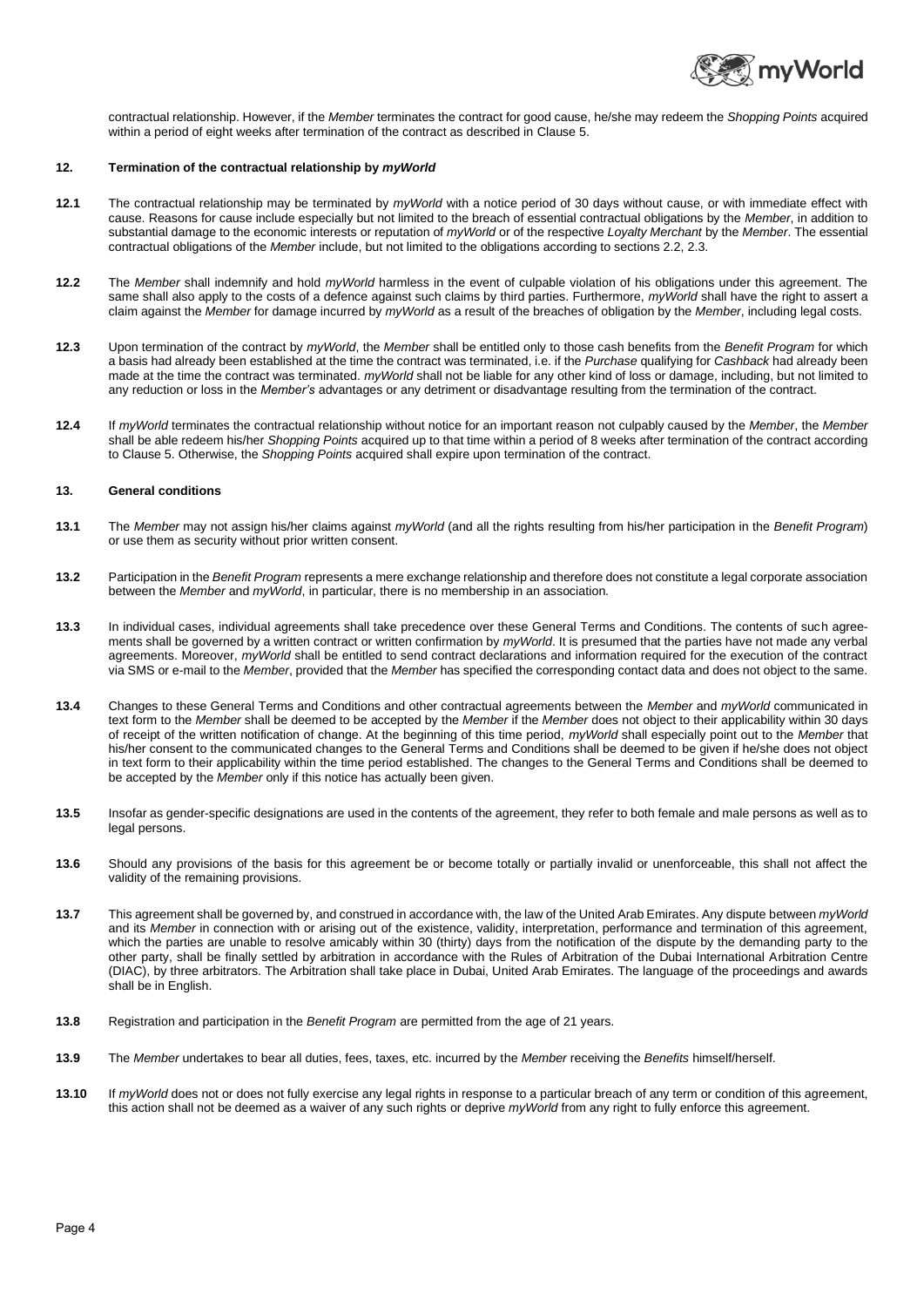contractual relationship. However, if the *Member* terminates the contract for good cause, he/she may redeem the *Shopping Points* acquired within a period of eight weeks after termination of the contract as described in Clause 5.

## 12. Termination of the contractual relationship by *myWorld*

**12.1** The contractual relationship may be terminated by *myWorld* with a notice period of 30 days without cause, or with immediate effect with cause. Reasons for cause include especially but not limited to the breach of essential contractual obligations by the *Member*, in addition to substantial damage to the economic interests or reputation of *myWorld* or of the respective *Loyalty Merchant* by the *Member*. The essential contractual obligations of the *Member* include, but not limited to the obligations according to sections 2.2, 2.3.

**12.2** The *Member* shall indemnify and hold *myWorld* harmless in the event of culpable violation of his obligations under this agreement. The same shall also apply to the costs of a defence against such claims by third parties. Furthermore, *myWorld* shall have the right to assert a claim against the *Member* for damage incurred by *myWorld* as a result of the breaches of obligation by the *Member*, including legal costs.

**12.3** Upon termination of the contract by *myWorld*, the *Member* shall be entitled only to those cash benefits from the *Benefit Program* for which a basis had already been established at the time the contract was terminated, i.e. if the *Purchase* qualifying for *Cashback* had already been made at the time the contract was terminated. *myWorld* shall not be liable for any other kind of loss or damage, including, but not limited to any reduction or loss in the *Member's* advantages or any detriment or disadvantage resulting from the termination of the contract.

**12.4** If *myWorld* terminates the contractual relationship without notice for an important reason not culpably caused by the *Member*, the *Member* shall be able redeem his/her *Shopping Points* acquired up to that time within a period of 8 weeks after termination of the contract according to Clause 5. Otherwise, the *Shopping Points* acquired shall expire upon termination of the contract.

## 13. General conditions

**13.1** The *Member* may not assign his/her claims against *myWorld* (and all the rights resulting from his/her participation in the *Benefit Program*) or use them as security without prior written consent.

**13.2** Participation in the *Benefit Program* represents a mere exchange relationship and therefore does not constitute a legal corporate association between the *Member* and *myWorld*, in particular, there is no membership in an association.

**13.3** In individual cases, individual agreements shall take precedence over these General Terms and Conditions. The contents of such agreements shall be governed by a written contract or written confirmation by *myWorld*. It is presumed that the parties have not made any verbal agreements. Moreover, *myWorld* shall be entitled to send contract declarations and information required for the execution of the contract via SMS or e-mail to the *Member*, provided that the *Member* has specified the corresponding contact data and does not object to the same.

**13.4** Changes to these General Terms and Conditions and other contractual agreements between the *Member* and *myWorld* communicated in text form to the *Member* shall be deemed to be accepted by the *Member* if the *Member* does not object to their applicability within 30 days of receipt of the written notification of change. At the beginning of this time period, *myWorld* shall especially point out to the *Member* that his/her consent to the communicated changes to the General Terms and Conditions shall be deemed to be given if he/she does not object in text form to their applicability within the time period established. The changes to the General Terms and Conditions shall be deemed to be accepted by the *Member* only if this notice has actually been given.

**13.5** Insofar as gender-specific designations are used in the contents of the agreement, they refer to both female and male persons as well as to legal persons.

**13.6** Should any provisions of the basis for this agreement be or become totally or partially invalid or unenforceable, this shall not affect the validity of the remaining provisions.

**13.7** This agreement shall be governed by, and construed in accordance with, the law of the United Arab Emirates. Any dispute between *myWorld* and its *Member* in connection with or arising out of the existence, validity, interpretation, performance and termination of this agreement, which the parties are unable to resolve amicably within 30 (thirty) days from the notification of the dispute by the demanding party to the other party, shall be finally settled by arbitration in accordance with the Rules of Arbitration of the Dubai International Arbitration Centre (DIAC), by three arbitrators. The Arbitration shall take place in Dubai, United Arab Emirates. The language of the proceedings and awards shall be in English.

**13.8** Registration and participation in the *Benefit Program* are permitted from the age of 21 years.

**13.9** The *Member* undertakes to bear all duties, fees, taxes, etc. incurred by the *Member* receiving the *Benefits* himself/herself.

**13.10** If *myWorld* does not or does not fully exercise any legal rights in response to a particular breach of any term or condition of this agreement, this action shall not be deemed as a waiver of any such rights or deprive *myWorld* from any right to fully enforce this agreement.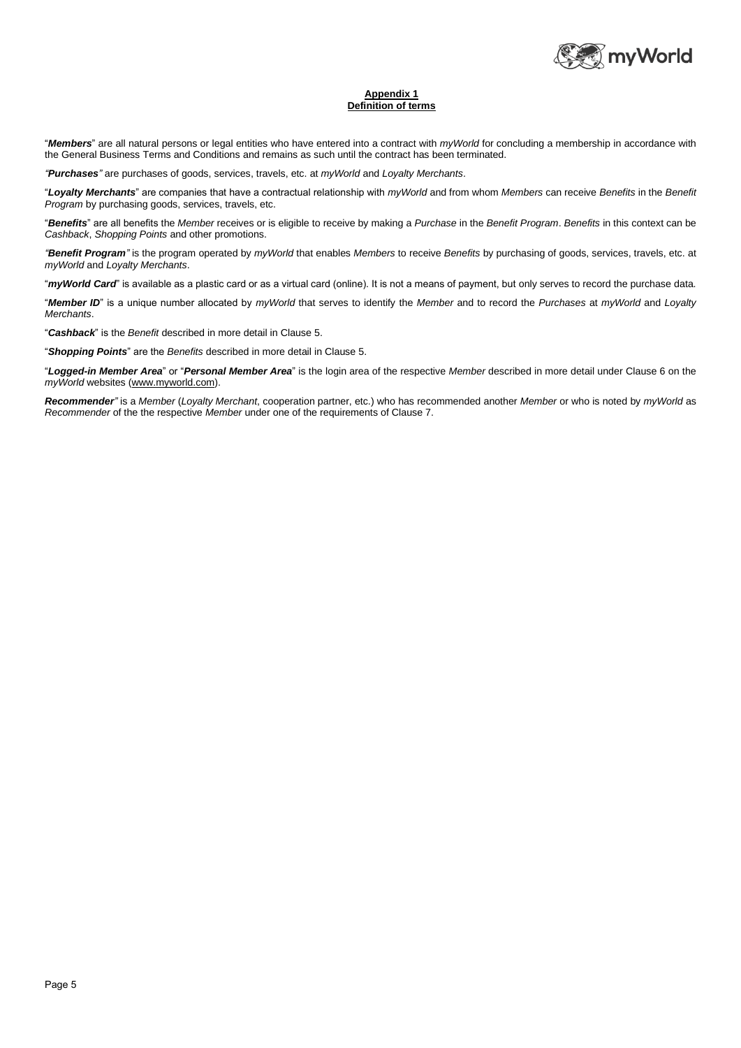**Appendix 1**
**Definition of terms**

"***Members***" are all natural persons or legal entities who have entered into a contract with *myWorld* for concluding a membership in accordance with the General Business Terms and Conditions and remains as such until the contract has been terminated.

*"**Purchases**"* are purchases of goods, services, travels, etc. at *myWorld* and *Loyalty Merchants*.

"***Loyalty Merchants***" are companies that have a contractual relationship with *myWorld* and from whom *Members* can receive *Benefits* in the *Benefit Program* by purchasing goods, services, travels, etc.

"***Benefits***" are all benefits the *Member* receives or is eligible to receive by making a *Purchase* in the *Benefit Program*. *Benefits* in this context can be *Cashback*, *Shopping Points* and other promotions.

*"**Benefit Program**"* is the program operated by *myWorld* that enables *Members* to receive *Benefits* by purchasing of goods, services, travels, etc. at *myWorld* and *Loyalty Merchants*.

"***myWorld Card***" is available as a plastic card or as a virtual card (online). It is not a means of payment, but only serves to record the purchase data.

"***Member ID***" is a unique number allocated by *myWorld* that serves to identify the *Member* and to record the *Purchases* at *myWorld* and *Loyalty Merchants*.

"***Cashback***" is the *Benefit* described in more detail in Clause 5.

"***Shopping Points***" are the *Benefits* described in more detail in Clause 5.

"***Logged-in Member Area***" or "***Personal Member Area***" is the login area of the respective *Member* described in more detail under Clause 6 on the *myWorld* websites (www.myworld.com).

***Recommender**"* is a *Member* (*Loyalty Merchant*, cooperation partner, etc.) who has recommended another *Member* or who is noted by *myWorld* as *Recommender* of the the respective *Member* under one of the requirements of Clause 7.